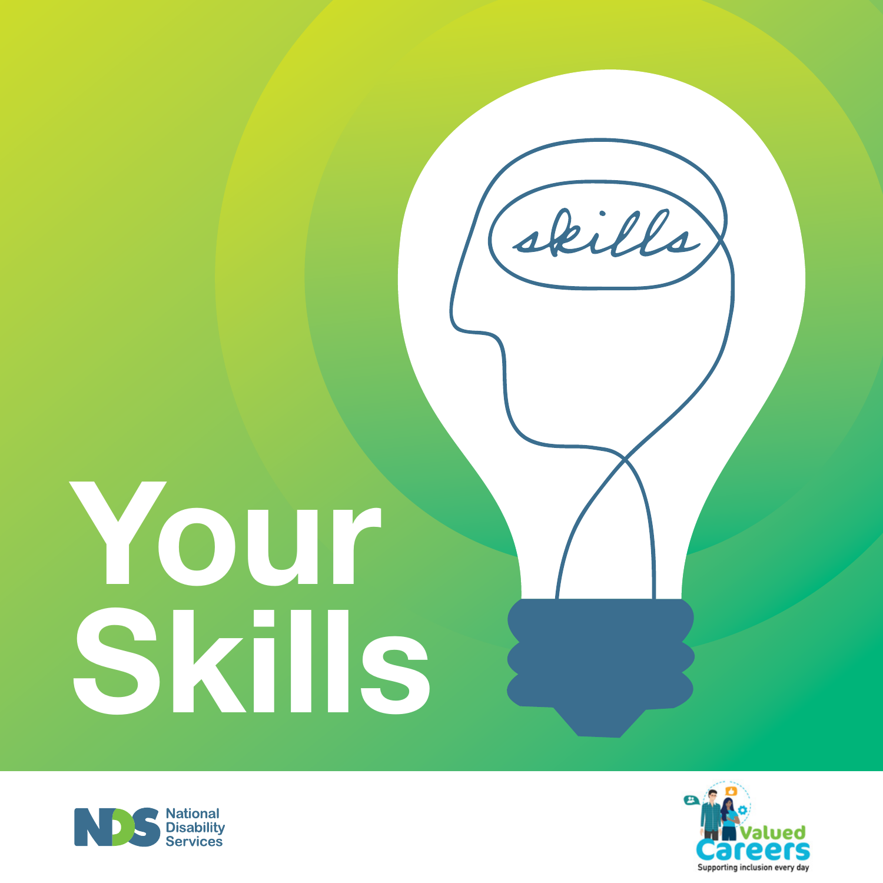# Your Skills

skills

National Disability Services

Valued Careers

Supporting inclusion every day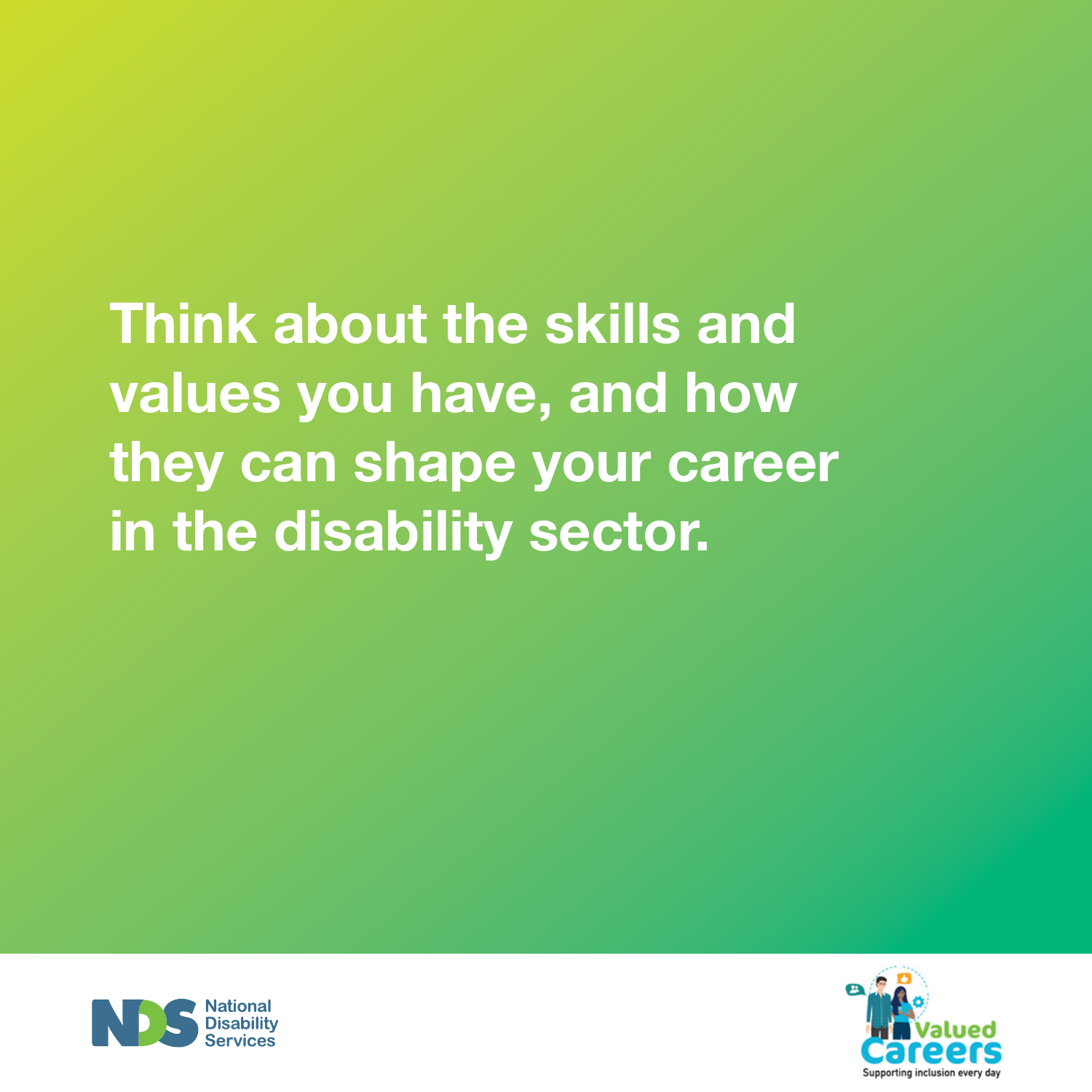Think about the skills and values you have, and how they can shape your career in the disability sector.

National Disability Services

Valued Careers

Supporting inclusion every day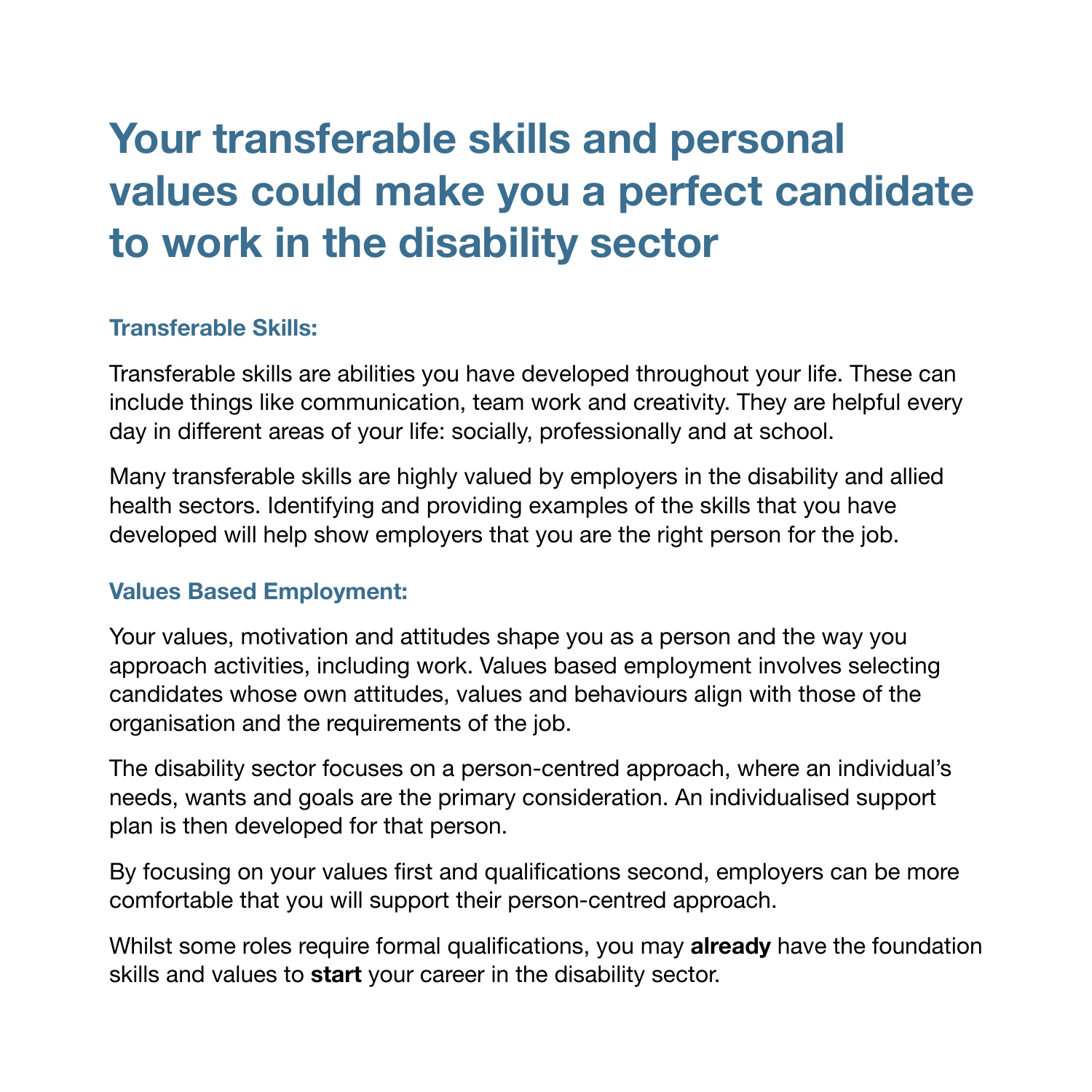# Your transferable skills and personal values could make you a perfect candidate to work in the disability sector

### Transferable Skills:

Transferable skills are abilities you have developed throughout your life. These can include things like communication, team work and creativity. They are helpful every day in different areas of your life: socially, professionally and at school.

Many transferable skills are highly valued by employers in the disability and allied health sectors. Identifying and providing examples of the skills that you have developed will help show employers that you are the right person for the job.

### Values Based Employment:

Your values, motivation and attitudes shape you as a person and the way you approach activities, including work. Values based employment involves selecting candidates whose own attitudes, values and behaviours align with those of the organisation and the requirements of the job.

The disability sector focuses on a person-centred approach, where an individual's needs, wants and goals are the primary consideration. An individualised support plan is then developed for that person.

By focusing on your values first and qualifications second, employers can be more comfortable that you will support their person-centred approach.

Whilst some roles require formal qualifications, you may **already** have the foundation skills and values to **start** your career in the disability sector.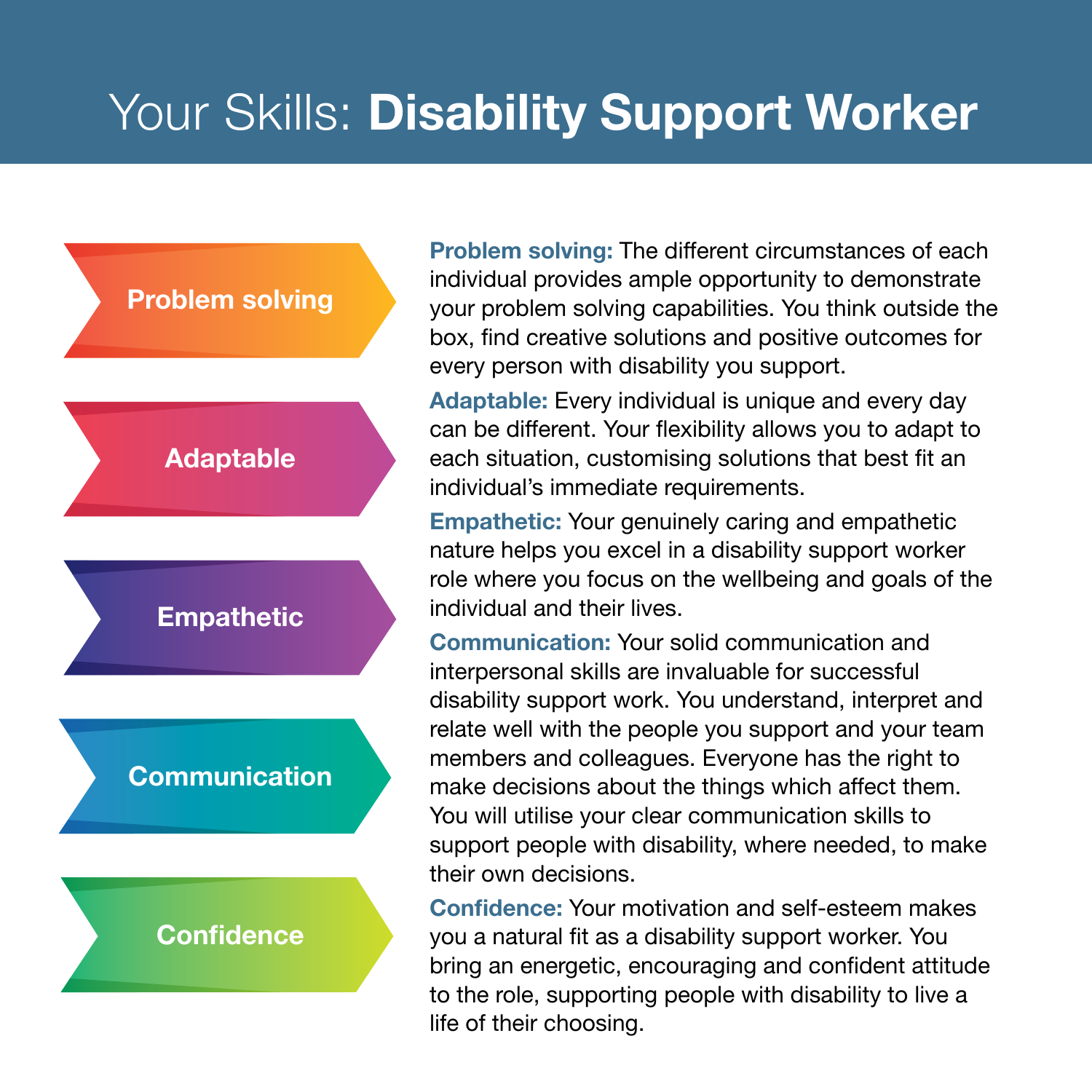# Your Skills: **Disability Support Worker**

**Problem solving:** The different circumstances of each individual provides ample opportunity to demonstrate your problem solving capabilities. You think outside the box, find creative solutions and positive outcomes for every person with disability you support.

**Adaptable:** Every individual is unique and every day can be different. Your flexibility allows you to adapt to each situation, customising solutions that best fit an individual's immediate requirements.

**Empathetic:** Your genuinely caring and empathetic nature helps you excel in a disability support worker role where you focus on the wellbeing and goals of the individual and their lives.

**Communication:** Your solid communication and interpersonal skills are invaluable for successful disability support work. You understand, interpret and relate well with the people you support and your team members and colleagues. Everyone has the right to make decisions about the things which affect them. You will utilise your clear communication skills to support people with disability, where needed, to make their own decisions.

**Confidence:** Your motivation and self-esteem makes you a natural fit as a disability support worker. You bring an energetic, encouraging and confident attitude to the role, supporting people with disability to live a life of their choosing.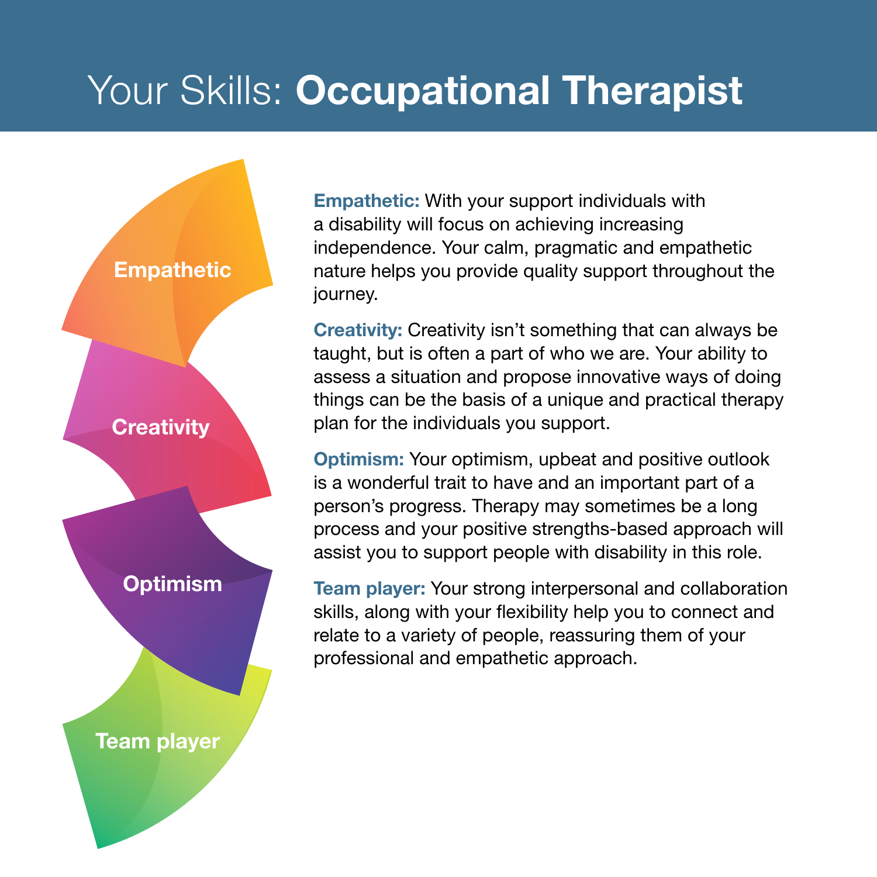# Your Skills: **Occupational Therapist**

Empathetic

Creativity

Optimism

Team player

**Empathetic:** With your support individuals with a disability will focus on achieving increasing independence. Your calm, pragmatic and empathetic nature helps you provide quality support throughout the journey.

**Creativity:** Creativity isn't something that can always be taught, but is often a part of who we are. Your ability to assess a situation and propose innovative ways of doing things can be the basis of a unique and practical therapy plan for the individuals you support.

**Optimism:** Your optimism, upbeat and positive outlook is a wonderful trait to have and an important part of a person's progress. Therapy may sometimes be a long process and your positive strengths-based approach will assist you to support people with disability in this role.

**Team player:** Your strong interpersonal and collaboration skills, along with your flexibility help you to connect and relate to a variety of people, reassuring them of your professional and empathetic approach.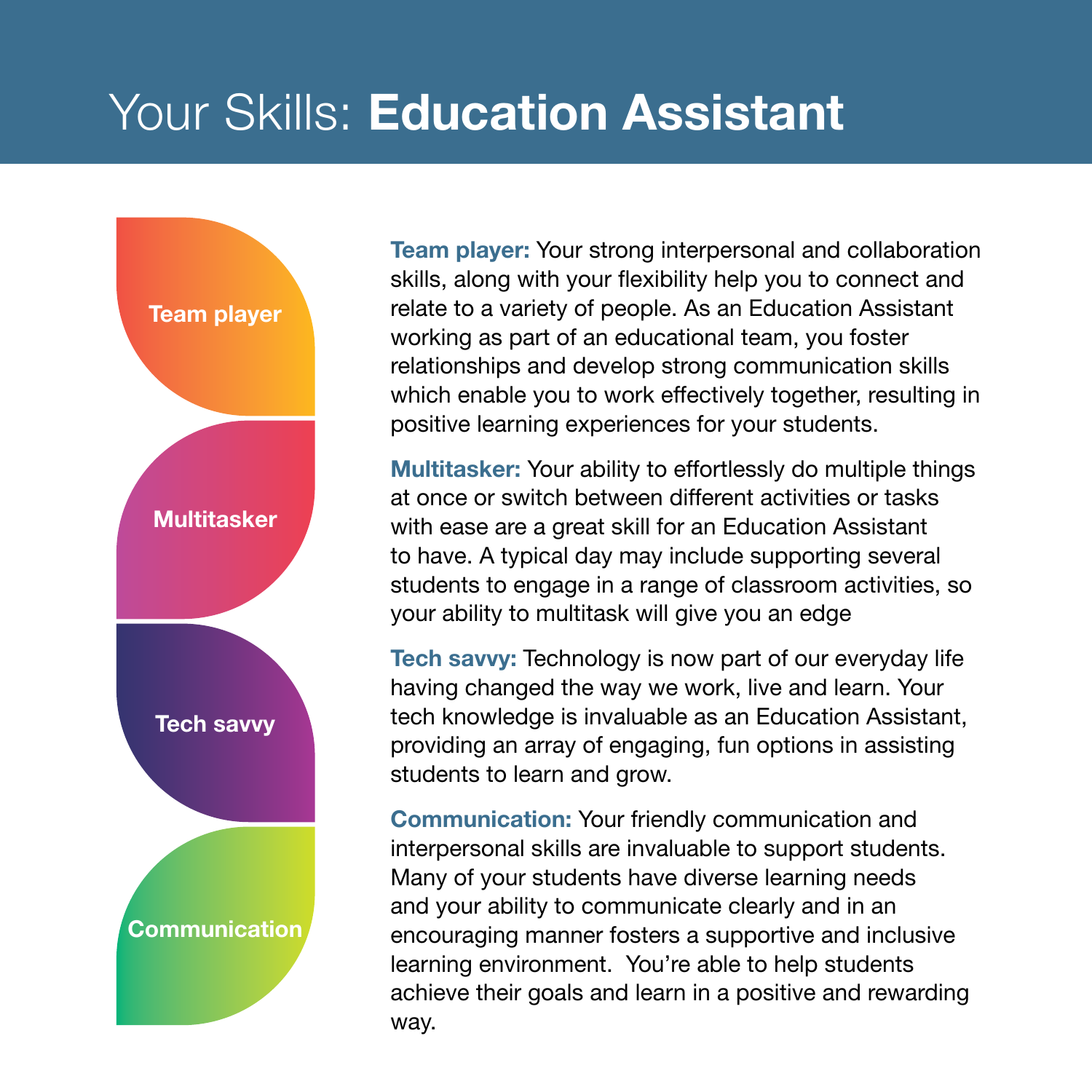# Your Skills: **Education Assistant**

**Team player:** Your strong interpersonal and collaboration skills, along with your flexibility help you to connect and relate to a variety of people. As an Education Assistant working as part of an educational team, you foster relationships and develop strong communication skills which enable you to work effectively together, resulting in positive learning experiences for your students.

**Multitasker:** Your ability to effortlessly do multiple things at once or switch between different activities or tasks with ease are a great skill for an Education Assistant to have. A typical day may include supporting several students to engage in a range of classroom activities, so your ability to multitask will give you an edge

**Tech savvy:** Technology is now part of our everyday life having changed the way we work, live and learn. Your tech knowledge is invaluable as an Education Assistant, providing an array of engaging, fun options in assisting students to learn and grow.

**Communication:** Your friendly communication and interpersonal skills are invaluable to support students. Many of your students have diverse learning needs and your ability to communicate clearly and in an encouraging manner fosters a supportive and inclusive learning environment. You're able to help students achieve their goals and learn in a positive and rewarding way.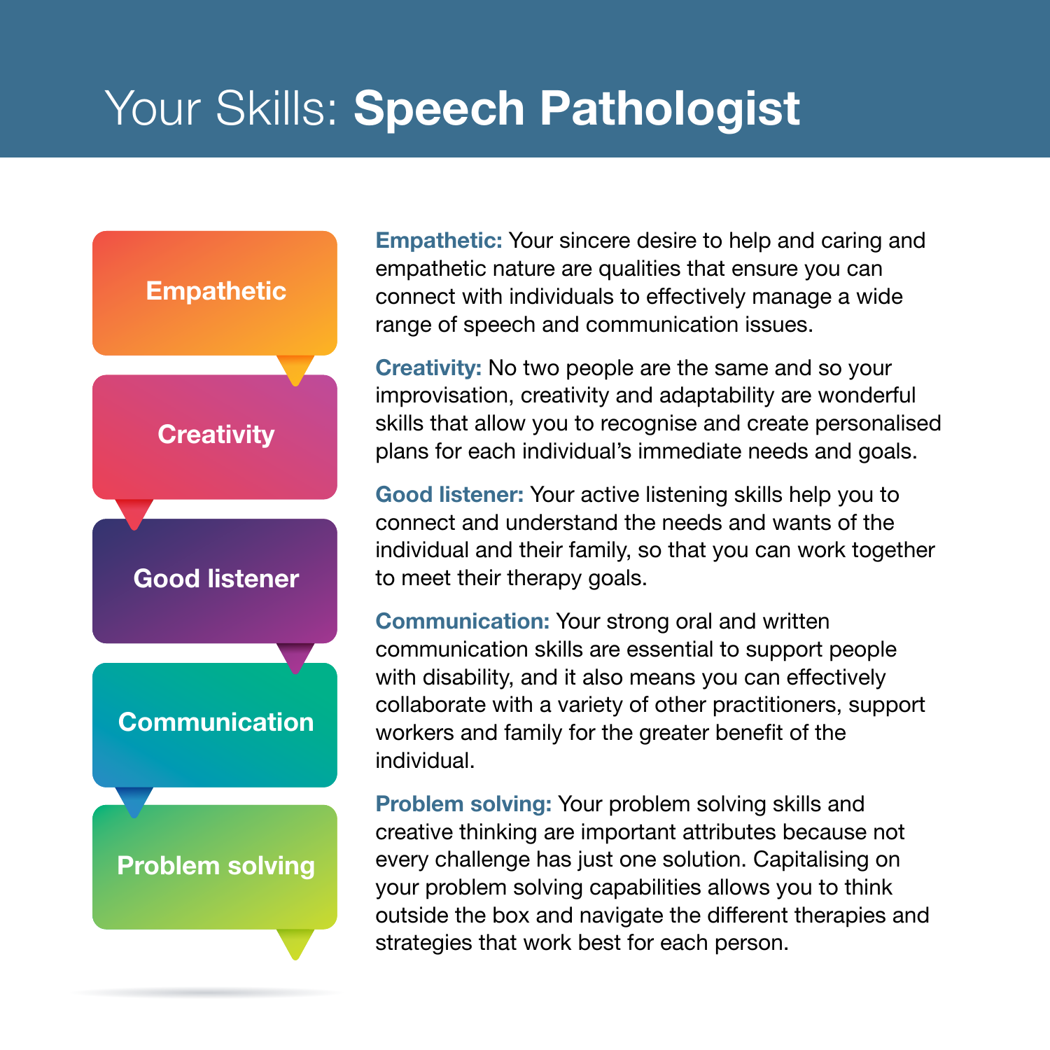# Your Skills: **Speech Pathologist**

**Empathetic:** Your sincere desire to help and caring and empathetic nature are qualities that ensure you can connect with individuals to effectively manage a wide range of speech and communication issues.

**Creativity:** No two people are the same and so your improvisation, creativity and adaptability are wonderful skills that allow you to recognise and create personalised plans for each individual's immediate needs and goals.

**Good listener:** Your active listening skills help you to connect and understand the needs and wants of the individual and their family, so that you can work together to meet their therapy goals.

**Communication:** Your strong oral and written communication skills are essential to support people with disability, and it also means you can effectively collaborate with a variety of other practitioners, support workers and family for the greater benefit of the individual.

**Problem solving:** Your problem solving skills and creative thinking are important attributes because not every challenge has just one solution. Capitalising on your problem solving capabilities allows you to think outside the box and navigate the different therapies and strategies that work best for each person.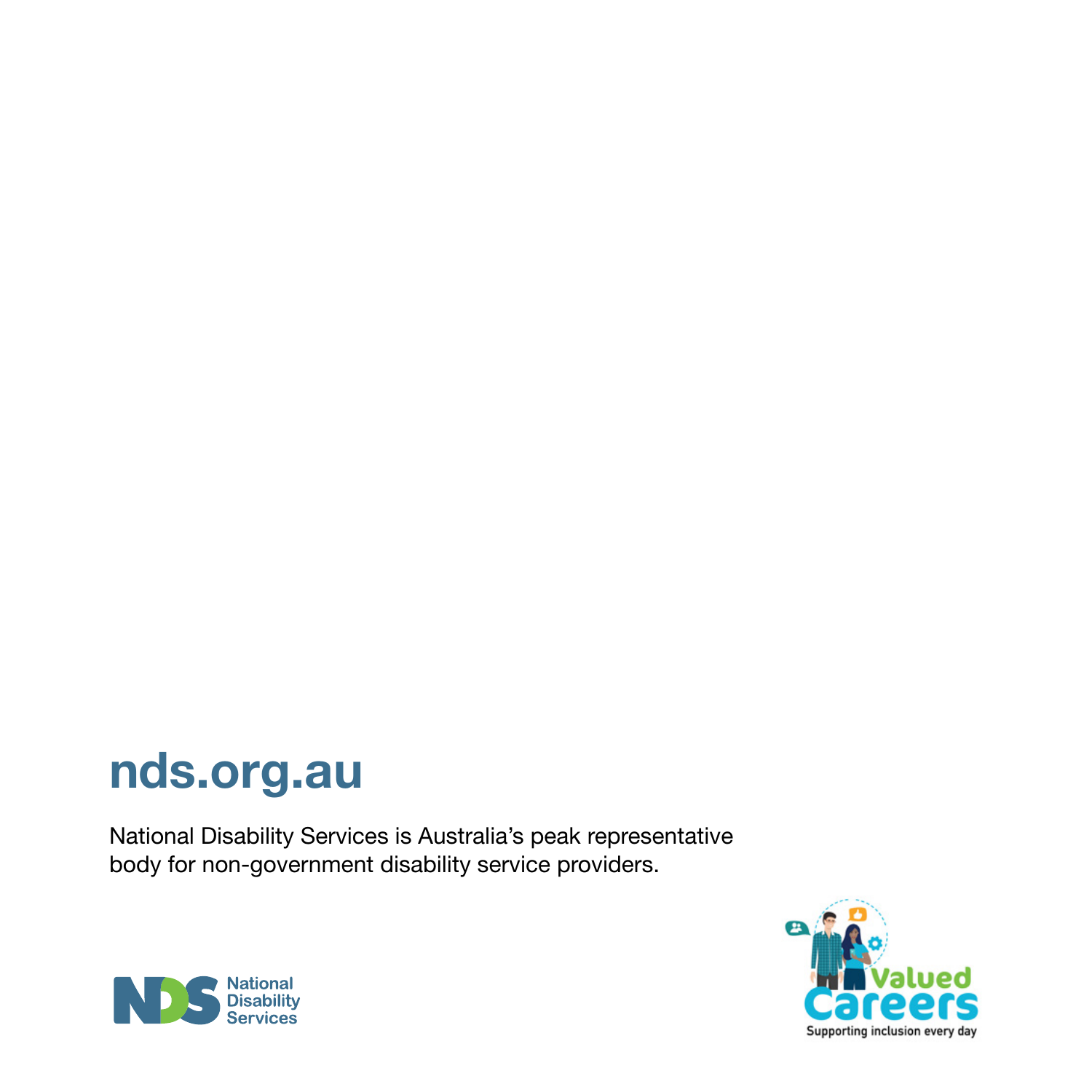# nds.org.au

National Disability Services is Australia's peak representative body for non-government disability service providers.